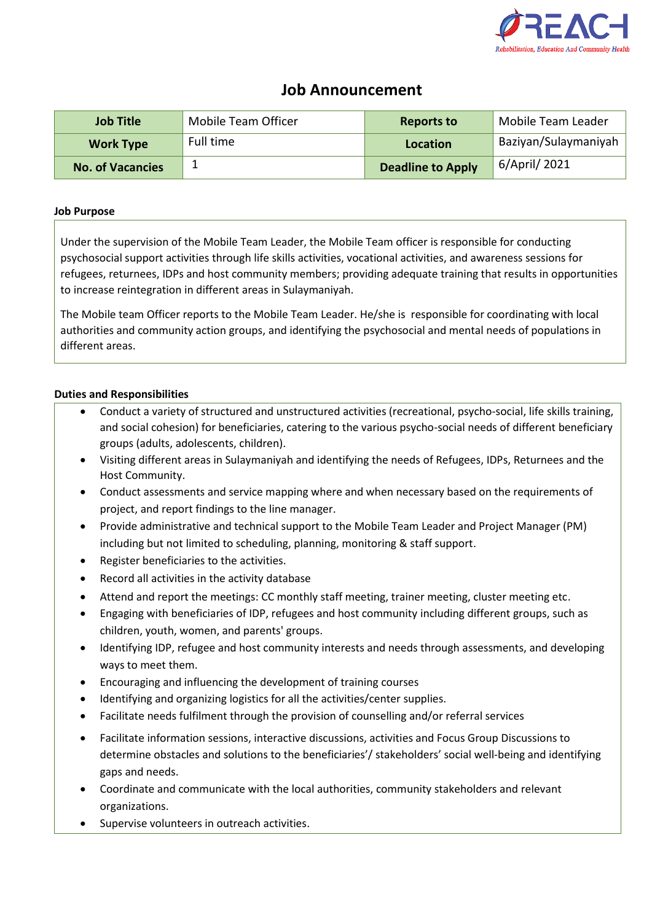# Job Announcement

| Job Title | Mobile Team Officer | Reports to | Mobile Team Leader |
|---|---|---|---|
| Work Type | Full time | Location | Baziyan/Sulaymaniyah |
| No. of Vacancies | 1 | Deadline to Apply | 6/April/ 2021 |

**Job Purpose**

Under the supervision of the Mobile Team Leader, the Mobile Team officer is responsible for conducting psychosocial support activities through life skills activities, vocational activities, and awareness sessions for refugees, returnees, IDPs and host community members; providing adequate training that results in opportunities to increase reintegration in different areas in Sulaymaniyah.

The Mobile team Officer reports to the Mobile Team Leader. He/she is responsible for coordinating with local authorities and community action groups, and identifying the psychosocial and mental needs of populations in different areas.

**Duties and Responsibilities**

- Conduct a variety of structured and unstructured activities (recreational, psycho-social, life skills training, and social cohesion) for beneficiaries, catering to the various psycho-social needs of different beneficiary groups (adults, adolescents, children).
- Visiting different areas in Sulaymaniyah and identifying the needs of Refugees, IDPs, Returnees and the Host Community.
- Conduct assessments and service mapping where and when necessary based on the requirements of project, and report findings to the line manager.
- Provide administrative and technical support to the Mobile Team Leader and Project Manager (PM) including but not limited to scheduling, planning, monitoring & staff support.
- Register beneficiaries to the activities.
- Record all activities in the activity database
- Attend and report the meetings: CC monthly staff meeting, trainer meeting, cluster meeting etc.
- Engaging with beneficiaries of IDP, refugees and host community including different groups, such as children, youth, women, and parents' groups.
- Identifying IDP, refugee and host community interests and needs through assessments, and developing ways to meet them.
- Encouraging and influencing the development of training courses
- Identifying and organizing logistics for all the activities/center supplies.
- Facilitate needs fulfilment through the provision of counselling and/or referral services
- Facilitate information sessions, interactive discussions, activities and Focus Group Discussions to determine obstacles and solutions to the beneficiaries'/ stakeholders' social well-being and identifying gaps and needs.
- Coordinate and communicate with the local authorities, community stakeholders and relevant organizations.
- Supervise volunteers in outreach activities.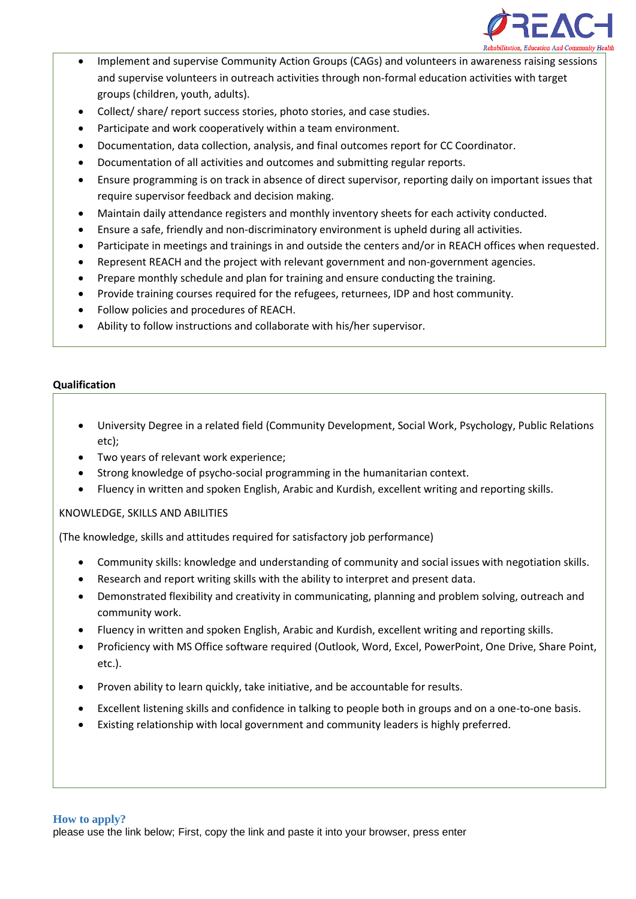- Implement and supervise Community Action Groups (CAGs) and volunteers in awareness raising sessions and supervise volunteers in outreach activities through non-formal education activities with target groups (children, youth, adults).
- Collect/ share/ report success stories, photo stories, and case studies.
- Participate and work cooperatively within a team environment.
- Documentation, data collection, analysis, and final outcomes report for CC Coordinator.
- Documentation of all activities and outcomes and submitting regular reports.
- Ensure programming is on track in absence of direct supervisor, reporting daily on important issues that require supervisor feedback and decision making.
- Maintain daily attendance registers and monthly inventory sheets for each activity conducted.
- Ensure a safe, friendly and non-discriminatory environment is upheld during all activities.
- Participate in meetings and trainings in and outside the centers and/or in REACH offices when requested.
- Represent REACH and the project with relevant government and non-government agencies.
- Prepare monthly schedule and plan for training and ensure conducting the training.
- Provide training courses required for the refugees, returnees, IDP and host community.
- Follow policies and procedures of REACH.
- Ability to follow instructions and collaborate with his/her supervisor.

**Qualification**

- University Degree in a related field (Community Development, Social Work, Psychology, Public Relations etc);
- Two years of relevant work experience;
- Strong knowledge of psycho-social programming in the humanitarian context.
- Fluency in written and spoken English, Arabic and Kurdish, excellent writing and reporting skills.

KNOWLEDGE, SKILLS AND ABILITIES

(The knowledge, skills and attitudes required for satisfactory job performance)

- Community skills: knowledge and understanding of community and social issues with negotiation skills.
- Research and report writing skills with the ability to interpret and present data.
- Demonstrated flexibility and creativity in communicating, planning and problem solving, outreach and community work.
- Fluency in written and spoken English, Arabic and Kurdish, excellent writing and reporting skills.
- Proficiency with MS Office software required (Outlook, Word, Excel, PowerPoint, One Drive, Share Point, etc.).
- Proven ability to learn quickly, take initiative, and be accountable for results.
- Excellent listening skills and confidence in talking to people both in groups and on a one-to-one basis.
- Existing relationship with local government and community leaders is highly preferred.

### How to apply?

please use the link below; First, copy the link and paste it into your browser, press enter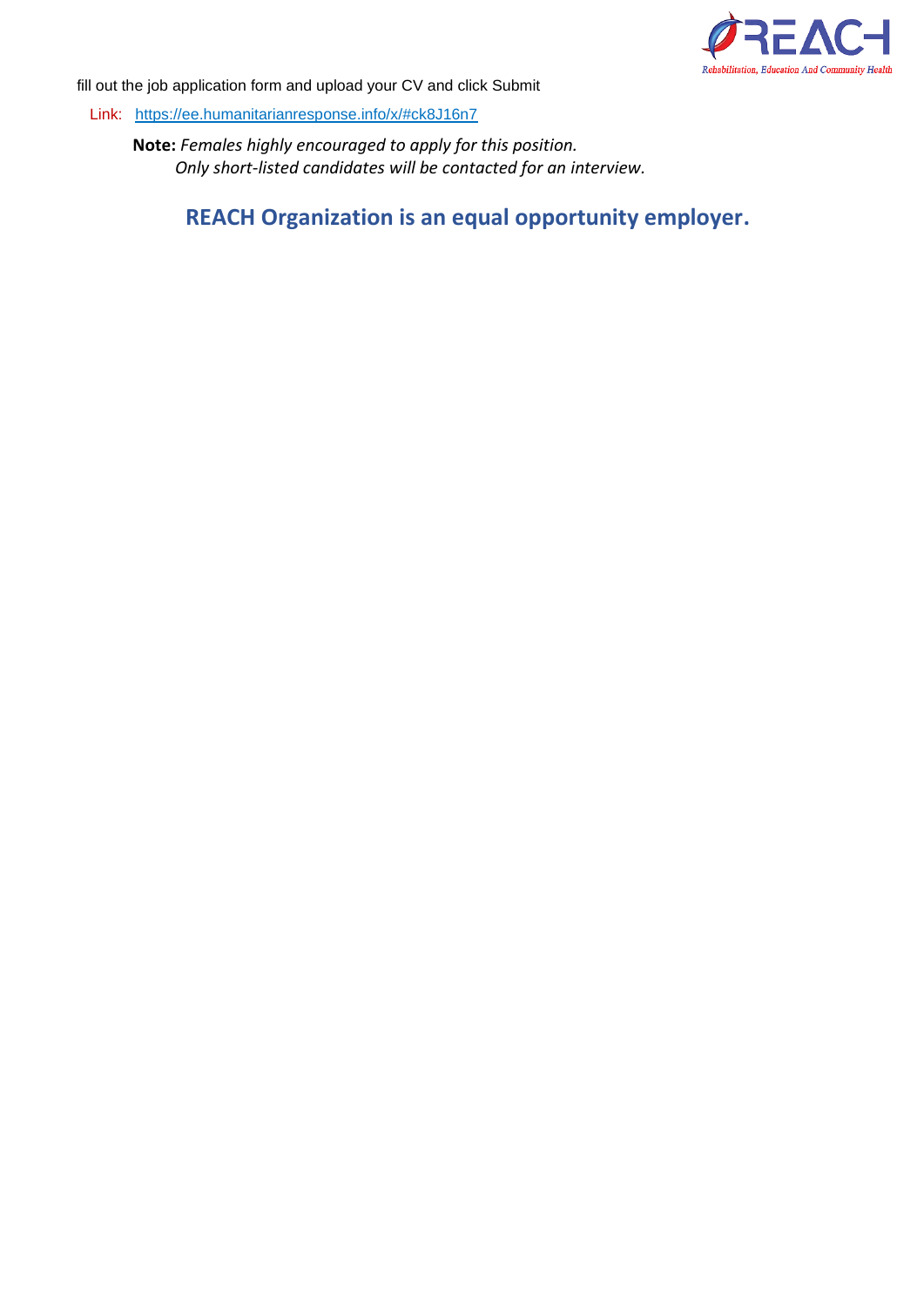fill out the job application form and upload your CV and click Submit

Link: https://ee.humanitarianresponse.info/x/#ck8J16n7

**Note:** *Females highly encouraged to apply for this position.*
*Only short-listed candidates will be contacted for an interview.*

## REACH Organization is an equal opportunity employer.